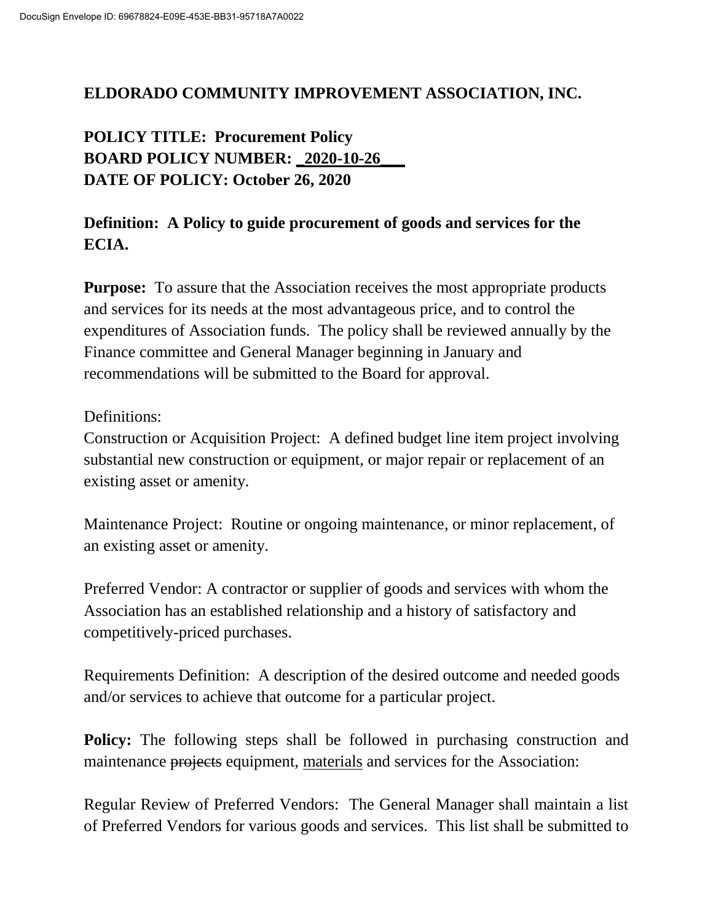# ELDORADO COMMUNITY IMPROVEMENT ASSOCIATION, INC.

**POLICY TITLE: Procurement Policy**
**BOARD POLICY NUMBER: _2020-10-26___**
**DATE OF POLICY: October 26, 2020**

**Definition: A Policy to guide procurement of goods and services for the ECIA.**

**Purpose:** To assure that the Association receives the most appropriate products and services for its needs at the most advantageous price, and to control the expenditures of Association funds. The policy shall be reviewed annually by the Finance committee and General Manager beginning in January and recommendations will be submitted to the Board for approval.

Definitions:

Construction or Acquisition Project: A defined budget line item project involving substantial new construction or equipment, or major repair or replacement of an existing asset or amenity.

Maintenance Project: Routine or ongoing maintenance, or minor replacement, of an existing asset or amenity.

Preferred Vendor: A contractor or supplier of goods and services with whom the Association has an established relationship and a history of satisfactory and competitively-priced purchases.

Requirements Definition: A description of the desired outcome and needed goods and/or services to achieve that outcome for a particular project.

**Policy:** The following steps shall be followed in purchasing construction and maintenance ~~projects~~ equipment, <u>materials</u> and services for the Association:

Regular Review of Preferred Vendors: The General Manager shall maintain a list of Preferred Vendors for various goods and services. This list shall be submitted to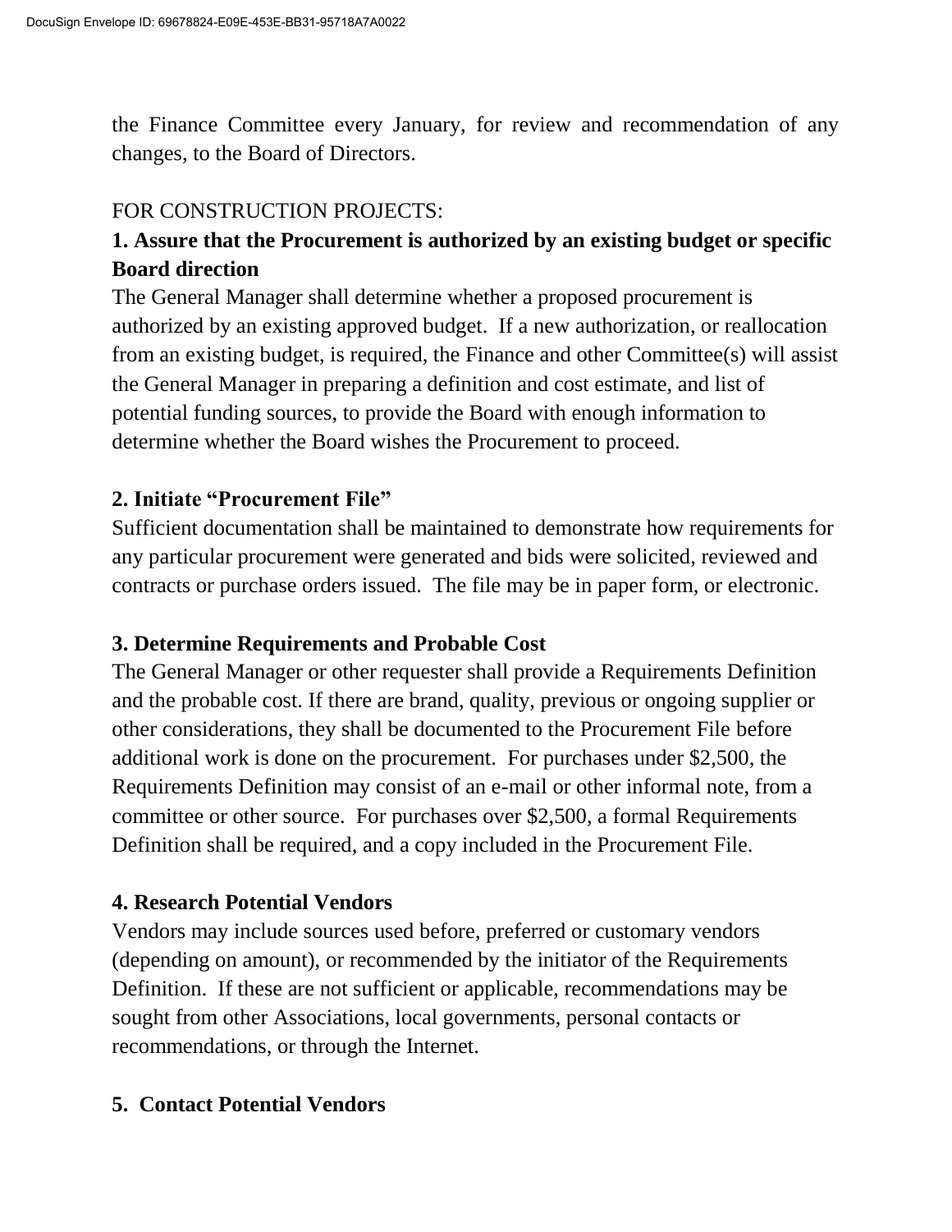the Finance Committee every January, for review and recommendation of any changes, to the Board of Directors.

FOR CONSTRUCTION PROJECTS:

**1. Assure that the Procurement is authorized by an existing budget or specific Board direction**

The General Manager shall determine whether a proposed procurement is authorized by an existing approved budget. If a new authorization, or reallocation from an existing budget, is required, the Finance and other Committee(s) will assist the General Manager in preparing a definition and cost estimate, and list of potential funding sources, to provide the Board with enough information to determine whether the Board wishes the Procurement to proceed.

**2. Initiate "Procurement File"**

Sufficient documentation shall be maintained to demonstrate how requirements for any particular procurement were generated and bids were solicited, reviewed and contracts or purchase orders issued. The file may be in paper form, or electronic.

**3. Determine Requirements and Probable Cost**

The General Manager or other requester shall provide a Requirements Definition and the probable cost. If there are brand, quality, previous or ongoing supplier or other considerations, they shall be documented to the Procurement File before additional work is done on the procurement. For purchases under $2,500, the Requirements Definition may consist of an e-mail or other informal note, from a committee or other source. For purchases over $2,500, a formal Requirements Definition shall be required, and a copy included in the Procurement File.

**4. Research Potential Vendors**

Vendors may include sources used before, preferred or customary vendors (depending on amount), or recommended by the initiator of the Requirements Definition. If these are not sufficient or applicable, recommendations may be sought from other Associations, local governments, personal contacts or recommendations, or through the Internet.

**5. Contact Potential Vendors**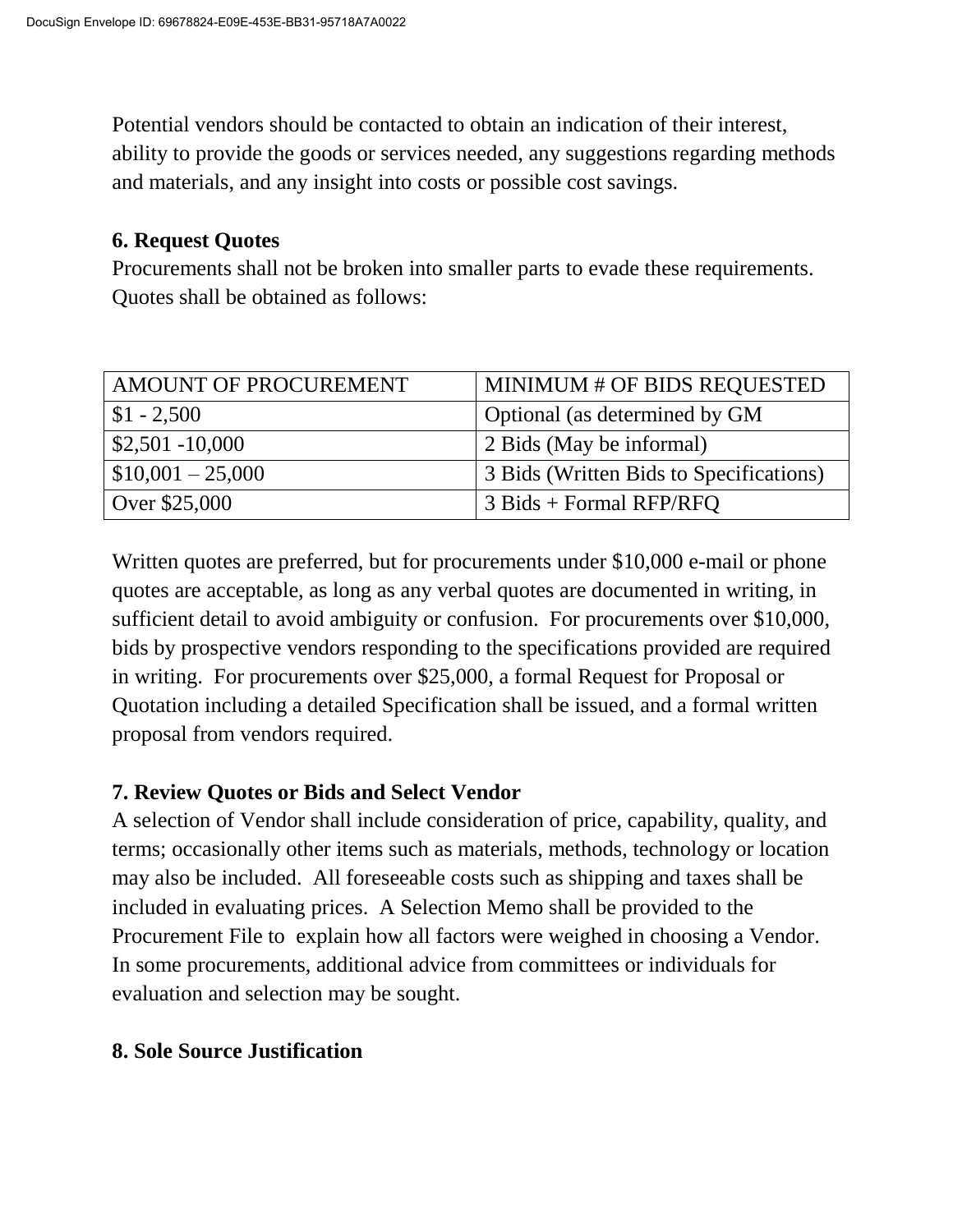Potential vendors should be contacted to obtain an indication of their interest, ability to provide the goods or services needed, any suggestions regarding methods and materials, and any insight into costs or possible cost savings.

**6. Request Quotes**

Procurements shall not be broken into smaller parts to evade these requirements. Quotes shall be obtained as follows:

| AMOUNT OF PROCUREMENT | MINIMUM # OF BIDS REQUESTED |
|---|---|
| $1 - 2,500 | Optional (as determined by GM |
| $2,501 -10,000 | 2 Bids (May be informal) |
| $10,001 – 25,000 | 3 Bids (Written Bids to Specifications) |
| Over $25,000 | 3 Bids + Formal RFP/RFQ |

Written quotes are preferred, but for procurements under $10,000 e-mail or phone quotes are acceptable, as long as any verbal quotes are documented in writing, in sufficient detail to avoid ambiguity or confusion. For procurements over $10,000, bids by prospective vendors responding to the specifications provided are required in writing. For procurements over $25,000, a formal Request for Proposal or Quotation including a detailed Specification shall be issued, and a formal written proposal from vendors required.

**7. Review Quotes or Bids and Select Vendor**

A selection of Vendor shall include consideration of price, capability, quality, and terms; occasionally other items such as materials, methods, technology or location may also be included. All foreseeable costs such as shipping and taxes shall be included in evaluating prices. A Selection Memo shall be provided to the Procurement File to explain how all factors were weighed in choosing a Vendor. In some procurements, additional advice from committees or individuals for evaluation and selection may be sought.

**8. Sole Source Justification**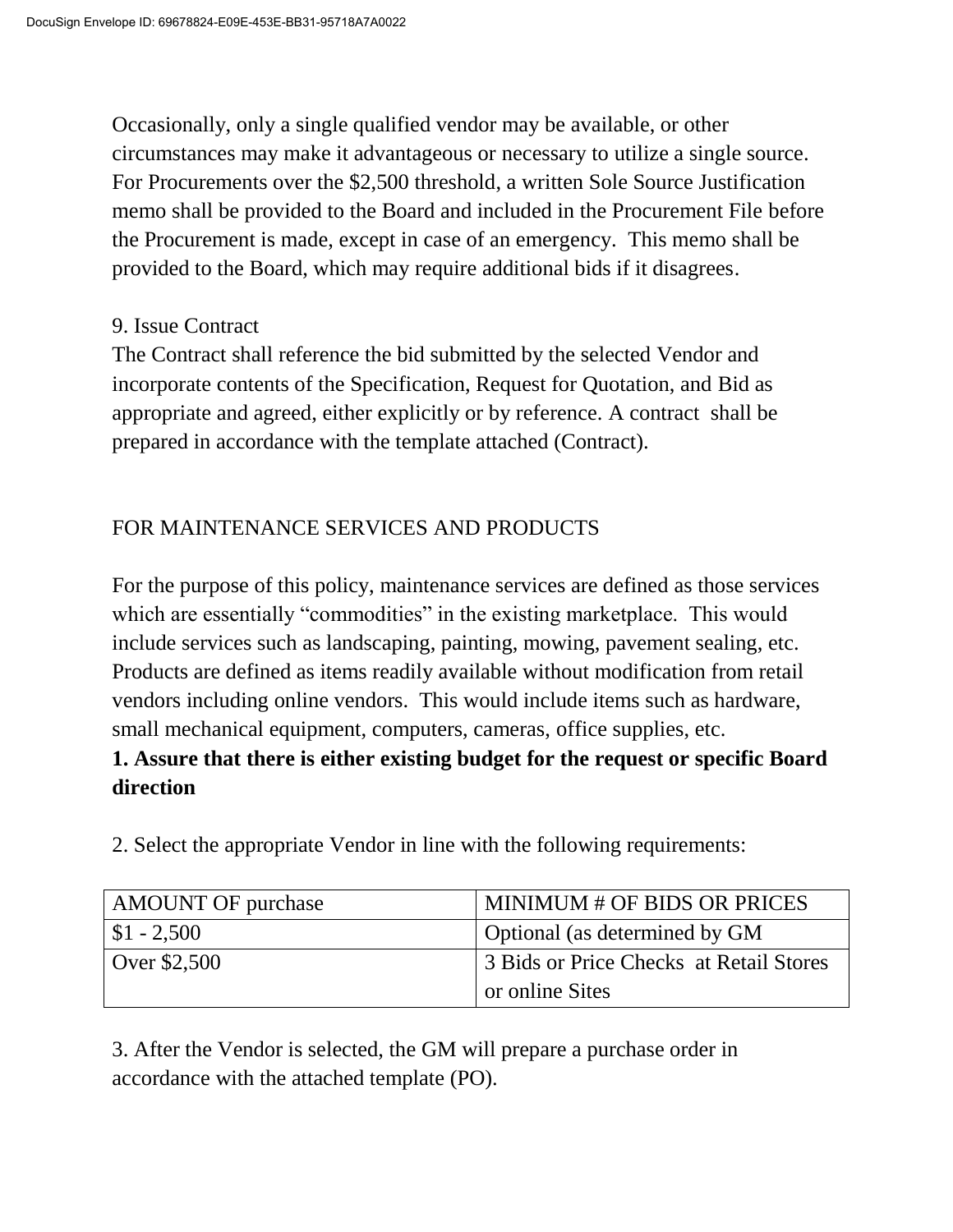Occasionally, only a single qualified vendor may be available, or other circumstances may make it advantageous or necessary to utilize a single source. For Procurements over the $2,500 threshold, a written Sole Source Justification memo shall be provided to the Board and included in the Procurement File before the Procurement is made, except in case of an emergency. This memo shall be provided to the Board, which may require additional bids if it disagrees.

9. Issue Contract

The Contract shall reference the bid submitted by the selected Vendor and incorporate contents of the Specification, Request for Quotation, and Bid as appropriate and agreed, either explicitly or by reference. A contract shall be prepared in accordance with the template attached (Contract).

FOR MAINTENANCE SERVICES AND PRODUCTS

For the purpose of this policy, maintenance services are defined as those services which are essentially "commodities" in the existing marketplace. This would include services such as landscaping, painting, mowing, pavement sealing, etc. Products are defined as items readily available without modification from retail vendors including online vendors. This would include items such as hardware, small mechanical equipment, computers, cameras, office supplies, etc.

**1. Assure that there is either existing budget for the request or specific Board direction**

2. Select the appropriate Vendor in line with the following requirements:

| AMOUNT OF purchase | MINIMUM # OF BIDS OR PRICES |
| --- | --- |
| $1 - 2,500 | Optional (as determined by GM |
| Over $2,500 | 3 Bids or Price Checks at Retail Stores or online Sites |

3. After the Vendor is selected, the GM will prepare a purchase order in accordance with the attached template (PO).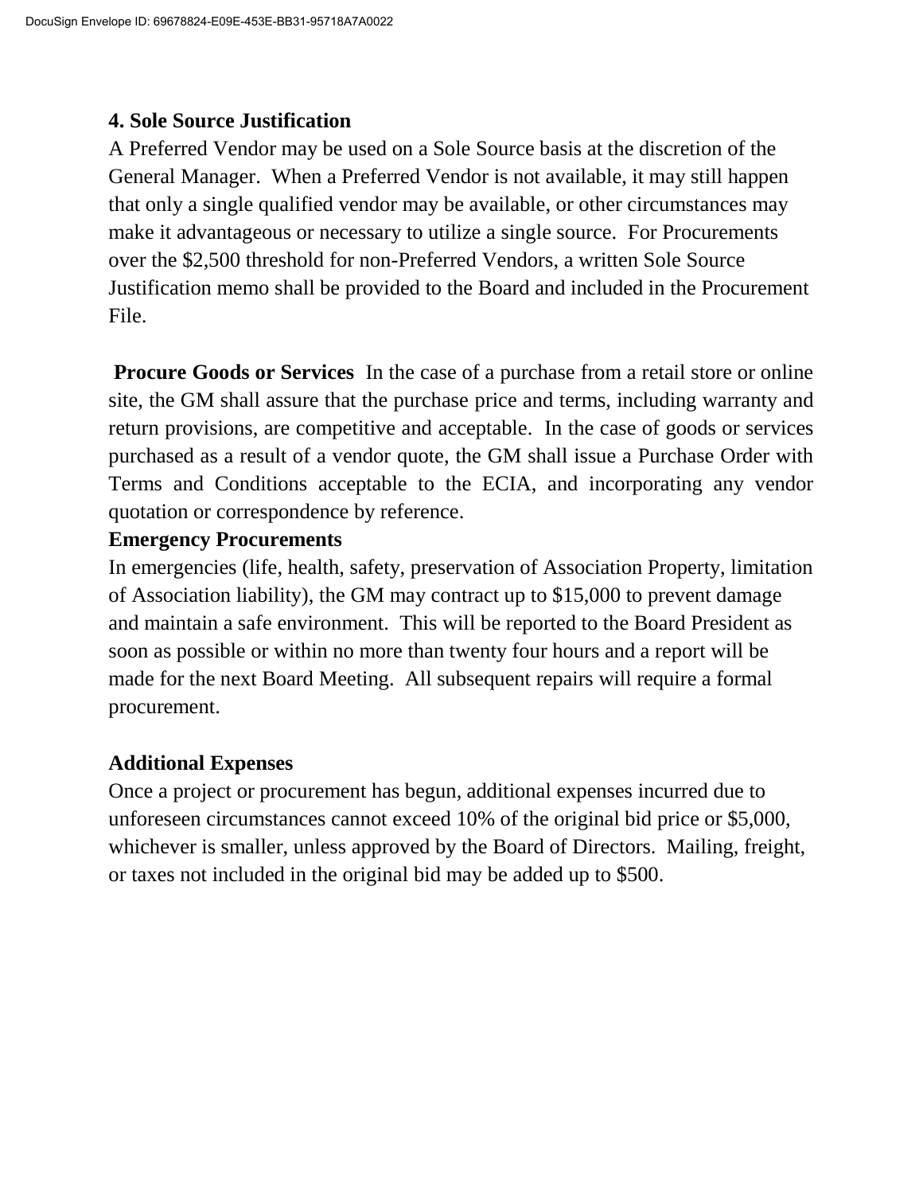### 4. Sole Source Justification

A Preferred Vendor may be used on a Sole Source basis at the discretion of the General Manager. When a Preferred Vendor is not available, it may still happen that only a single qualified vendor may be available, or other circumstances may make it advantageous or necessary to utilize a single source. For Procurements over the $2,500 threshold for non-Preferred Vendors, a written Sole Source Justification memo shall be provided to the Board and included in the Procurement File.

**Procure Goods or Services** In the case of a purchase from a retail store or online site, the GM shall assure that the purchase price and terms, including warranty and return provisions, are competitive and acceptable. In the case of goods or services purchased as a result of a vendor quote, the GM shall issue a Purchase Order with Terms and Conditions acceptable to the ECIA, and incorporating any vendor quotation or correspondence by reference.

### Emergency Procurements

In emergencies (life, health, safety, preservation of Association Property, limitation of Association liability), the GM may contract up to $15,000 to prevent damage and maintain a safe environment. This will be reported to the Board President as soon as possible or within no more than twenty four hours and a report will be made for the next Board Meeting. All subsequent repairs will require a formal procurement.

### Additional Expenses

Once a project or procurement has begun, additional expenses incurred due to unforeseen circumstances cannot exceed 10% of the original bid price or $5,000, whichever is smaller, unless approved by the Board of Directors. Mailing, freight, or taxes not included in the original bid may be added up to $500.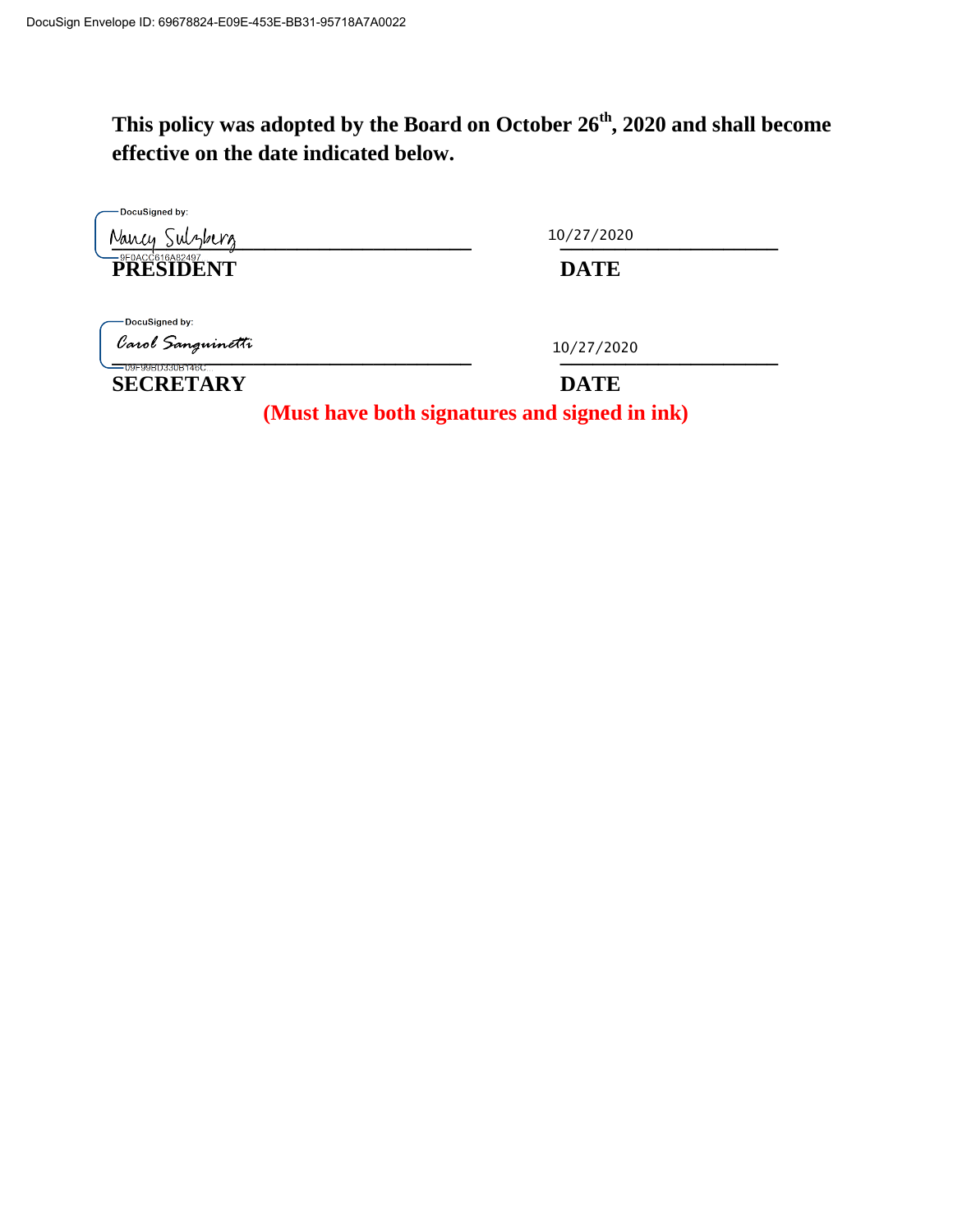**This policy was adopted by the Board on October 26th, 2020 and shall become effective on the date indicated below.**

DocuSigned by:
Nancy Sulzberg
9F0ACC616A82497...

**PRESIDENT** 10/27/2020 **DATE**

DocuSigned by:
Carol Sanguinetti
09F99BD330B146C...

**SECRETARY** 10/27/2020 **DATE**

**(Must have both signatures and signed in ink)**